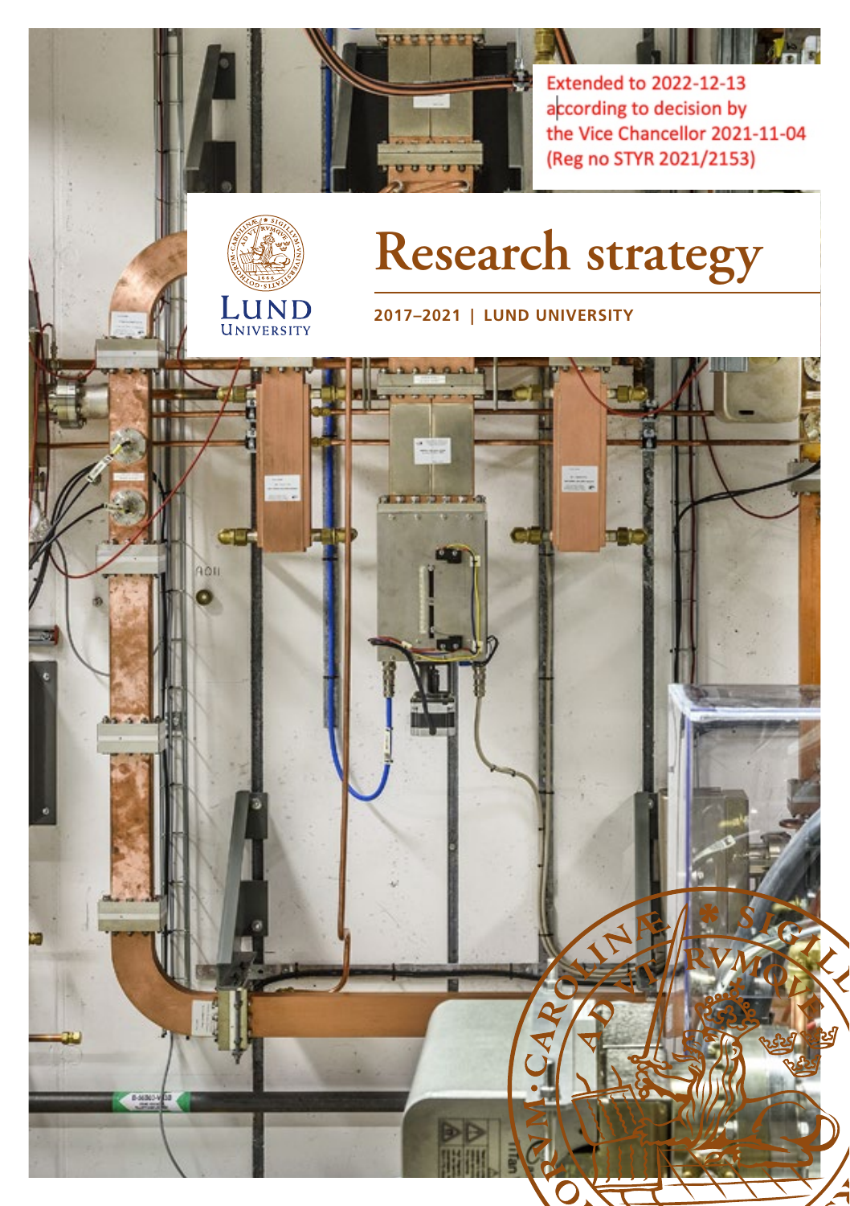Extended to 2022-12-13 according to decision by the Vice Chancellor 2021-11-04 (Reg no STYR 2021/2153)

LUND UNIVERSITY

# Research strategy

**2017–2021 | LUND UNIVERSITY**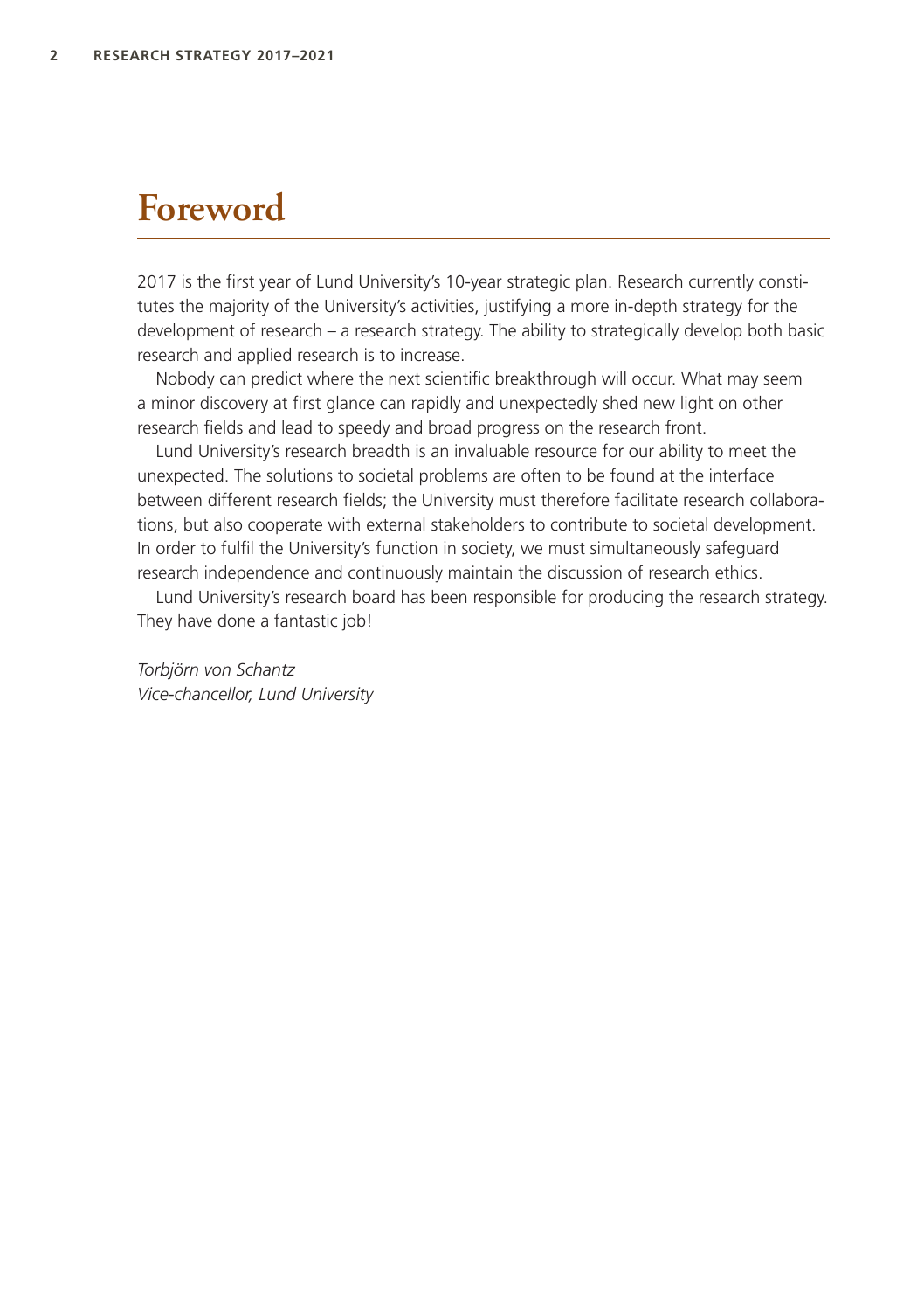# Foreword

2017 is the first year of Lund University's 10-year strategic plan. Research currently constitutes the majority of the University's activities, justifying a more in-depth strategy for the development of research – a research strategy. The ability to strategically develop both basic research and applied research is to increase.

Nobody can predict where the next scientific breakthrough will occur. What may seem a minor discovery at first glance can rapidly and unexpectedly shed new light on other research fields and lead to speedy and broad progress on the research front.

Lund University's research breadth is an invaluable resource for our ability to meet the unexpected. The solutions to societal problems are often to be found at the interface between different research fields; the University must therefore facilitate research collaborations, but also cooperate with external stakeholders to contribute to societal development. In order to fulfil the University's function in society, we must simultaneously safeguard research independence and continuously maintain the discussion of research ethics.

Lund University's research board has been responsible for producing the research strategy. They have done a fantastic job!

*Torbjörn von Schantz*
*Vice-chancellor, Lund University*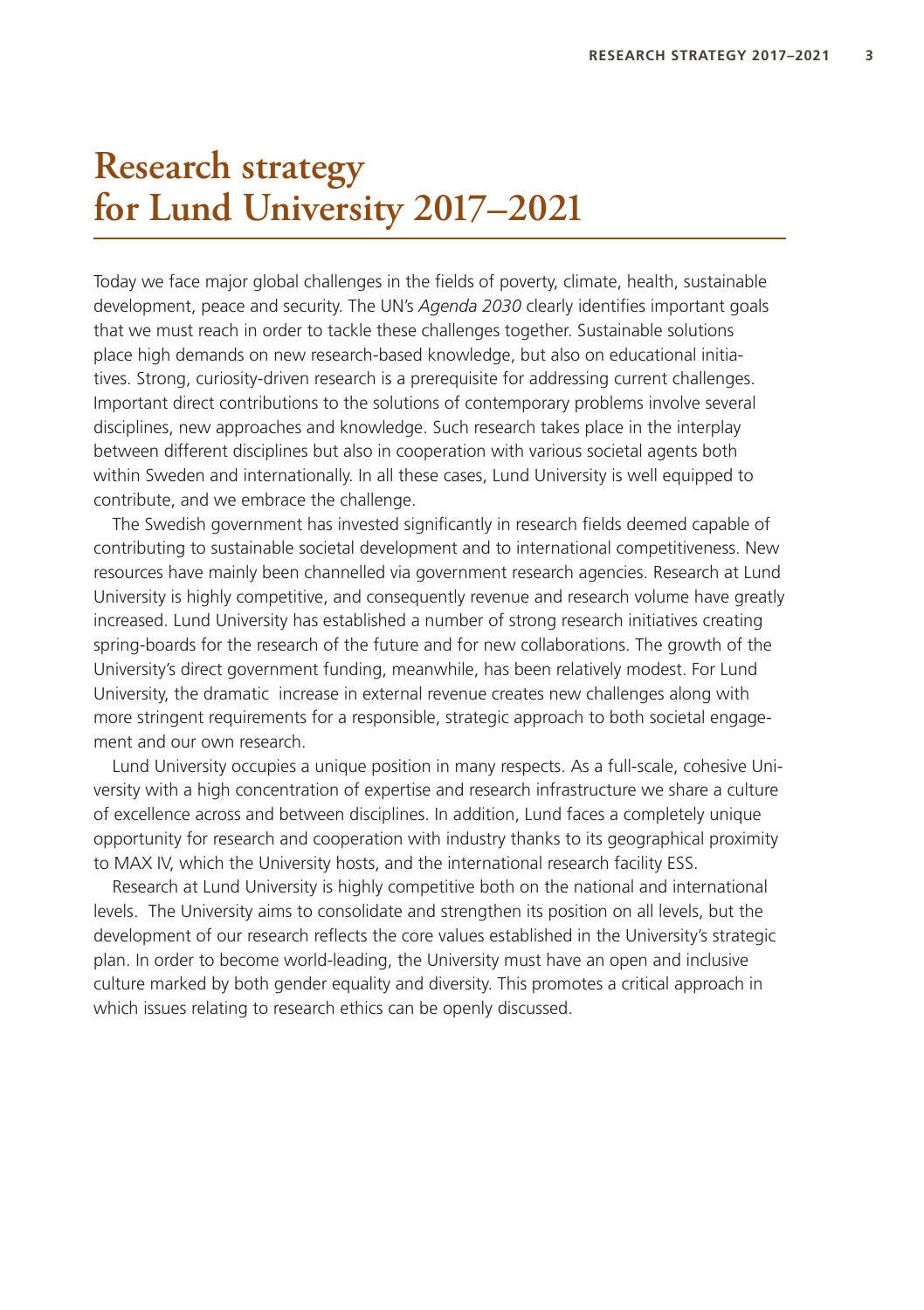# Research strategy for Lund University 2017–2021

Today we face major global challenges in the fields of poverty, climate, health, sustainable development, peace and security. The UN's *Agenda 2030* clearly identifies important goals that we must reach in order to tackle these challenges together. Sustainable solutions place high demands on new research-based knowledge, but also on educational initiatives. Strong, curiosity-driven research is a prerequisite for addressing current challenges. Important direct contributions to the solutions of contemporary problems involve several disciplines, new approaches and knowledge. Such research takes place in the interplay between different disciplines but also in cooperation with various societal agents both within Sweden and internationally. In all these cases, Lund University is well equipped to contribute, and we embrace the challenge.

The Swedish government has invested significantly in research fields deemed capable of contributing to sustainable societal development and to international competitiveness. New resources have mainly been channelled via government research agencies. Research at Lund University is highly competitive, and consequently revenue and research volume have greatly increased. Lund University has established a number of strong research initiatives creating spring-boards for the research of the future and for new collaborations. The growth of the University's direct government funding, meanwhile, has been relatively modest. For Lund University, the dramatic increase in external revenue creates new challenges along with more stringent requirements for a responsible, strategic approach to both societal engagement and our own research.

Lund University occupies a unique position in many respects. As a full-scale, cohesive University with a high concentration of expertise and research infrastructure we share a culture of excellence across and between disciplines. In addition, Lund faces a completely unique opportunity for research and cooperation with industry thanks to its geographical proximity to MAX IV, which the University hosts, and the international research facility ESS.

Research at Lund University is highly competitive both on the national and international levels. The University aims to consolidate and strengthen its position on all levels, but the development of our research reflects the core values established in the University's strategic plan. In order to become world-leading, the University must have an open and inclusive culture marked by both gender equality and diversity. This promotes a critical approach in which issues relating to research ethics can be openly discussed.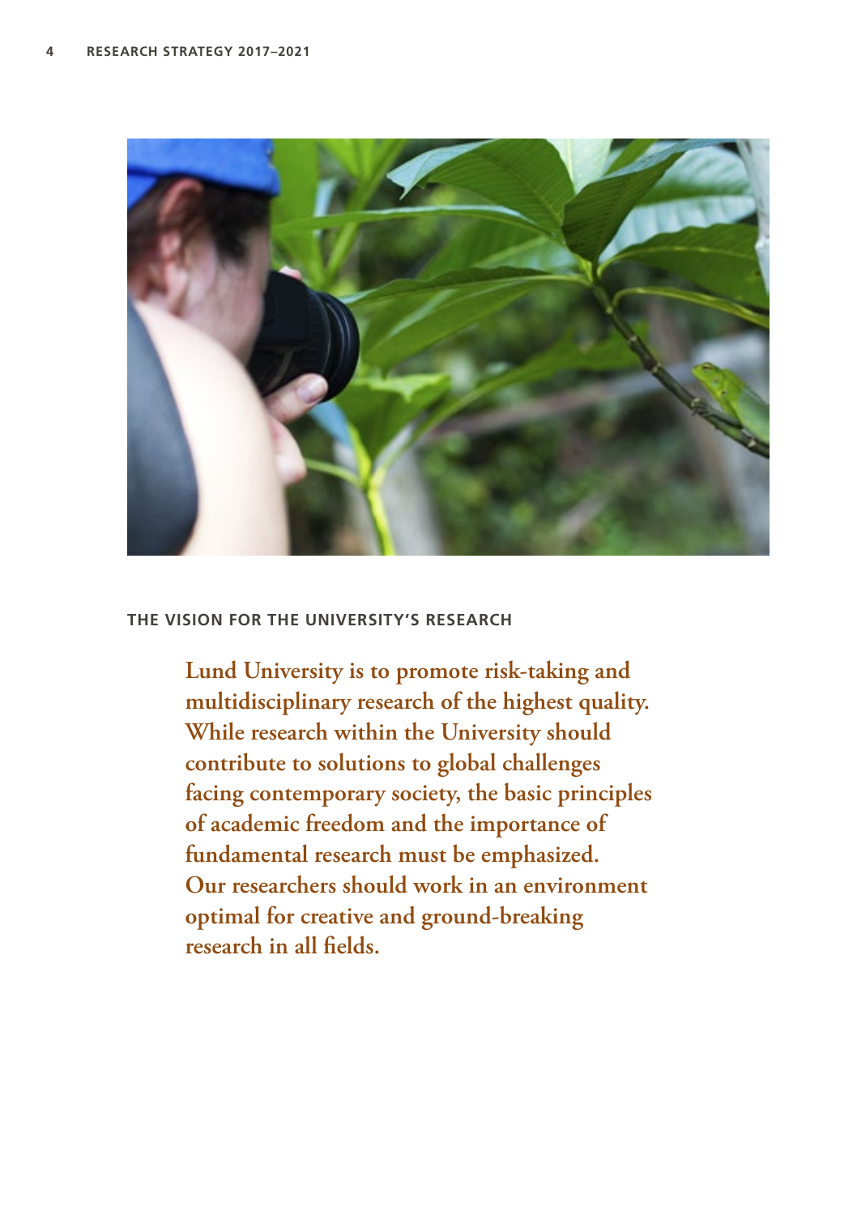## THE VISION FOR THE UNIVERSITY'S RESEARCH

**Lund University is to promote risk-taking and multidisciplinary research of the highest quality. While research within the University should contribute to solutions to global challenges facing contemporary society, the basic principles of academic freedom and the importance of fundamental research must be emphasized. Our researchers should work in an environment optimal for creative and ground-breaking research in all fields.**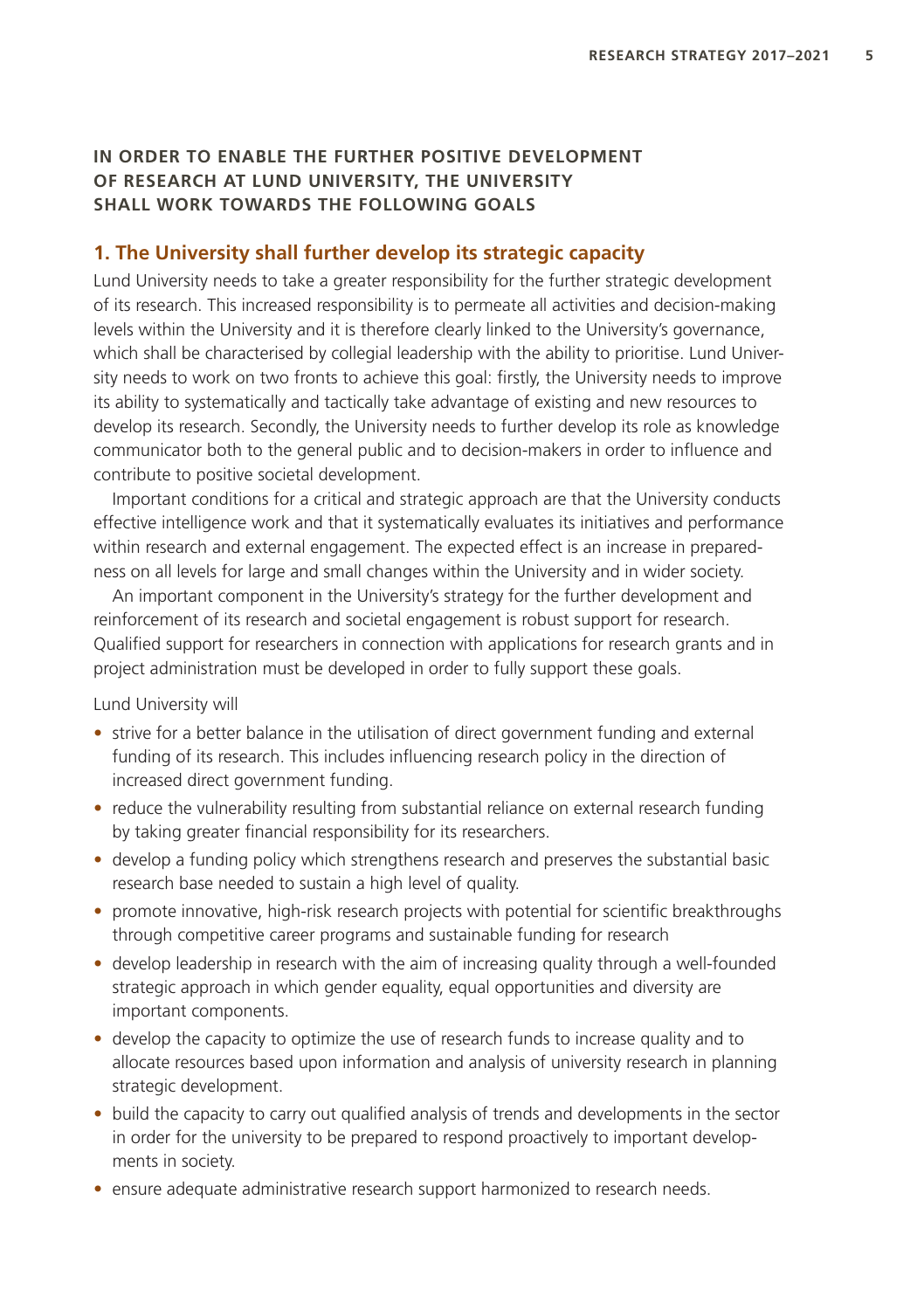**IN ORDER TO ENABLE THE FURTHER POSITIVE DEVELOPMENT OF RESEARCH AT LUND UNIVERSITY, THE UNIVERSITY SHALL WORK TOWARDS THE FOLLOWING GOALS**

## 1. The University shall further develop its strategic capacity

Lund University needs to take a greater responsibility for the further strategic development of its research. This increased responsibility is to permeate all activities and decision-making levels within the University and it is therefore clearly linked to the University's governance, which shall be characterised by collegial leadership with the ability to prioritise. Lund University needs to work on two fronts to achieve this goal: firstly, the University needs to improve its ability to systematically and tactically take advantage of existing and new resources to develop its research. Secondly, the University needs to further develop its role as knowledge communicator both to the general public and to decision-makers in order to influence and contribute to positive societal development.

Important conditions for a critical and strategic approach are that the University conducts effective intelligence work and that it systematically evaluates its initiatives and performance within research and external engagement. The expected effect is an increase in preparedness on all levels for large and small changes within the University and in wider society.

An important component in the University's strategy for the further development and reinforcement of its research and societal engagement is robust support for research. Qualified support for researchers in connection with applications for research grants and in project administration must be developed in order to fully support these goals.

Lund University will

- strive for a better balance in the utilisation of direct government funding and external funding of its research. This includes influencing research policy in the direction of increased direct government funding.
- reduce the vulnerability resulting from substantial reliance on external research funding by taking greater financial responsibility for its researchers.
- develop a funding policy which strengthens research and preserves the substantial basic research base needed to sustain a high level of quality.
- promote innovative, high-risk research projects with potential for scientific breakthroughs through competitive career programs and sustainable funding for research
- develop leadership in research with the aim of increasing quality through a well-founded strategic approach in which gender equality, equal opportunities and diversity are important components.
- develop the capacity to optimize the use of research funds to increase quality and to allocate resources based upon information and analysis of university research in planning strategic development.
- build the capacity to carry out qualified analysis of trends and developments in the sector in order for the university to be prepared to respond proactively to important developments in society.
- ensure adequate administrative research support harmonized to research needs.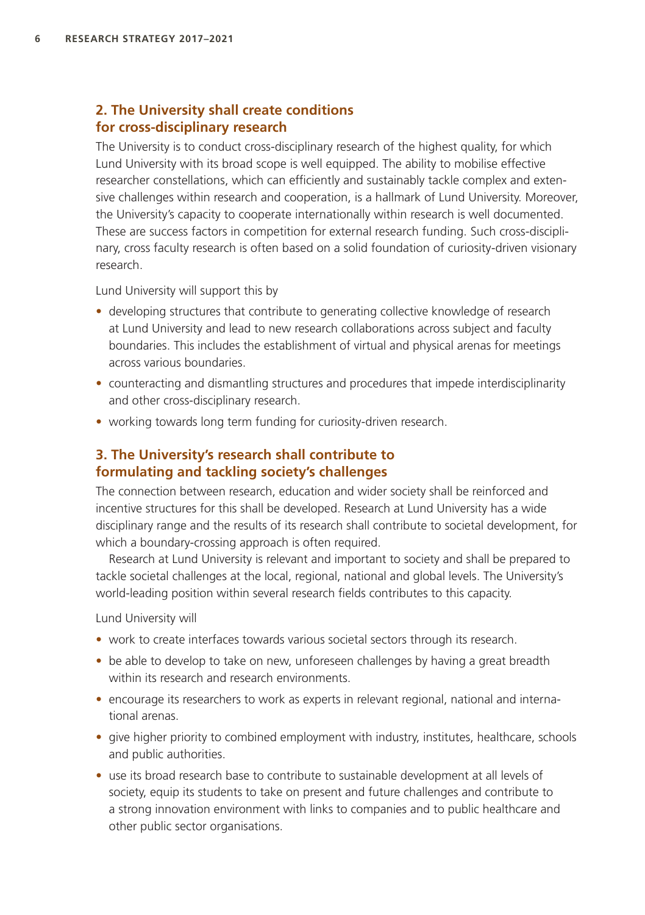## 2. The University shall create conditions for cross-disciplinary research

The University is to conduct cross-disciplinary research of the highest quality, for which Lund University with its broad scope is well equipped. The ability to mobilise effective researcher constellations, which can efficiently and sustainably tackle complex and extensive challenges within research and cooperation, is a hallmark of Lund University. Moreover, the University's capacity to cooperate internationally within research is well documented. These are success factors in competition for external research funding. Such cross-disciplinary, cross faculty research is often based on a solid foundation of curiosity-driven visionary research.

Lund University will support this by

- developing structures that contribute to generating collective knowledge of research at Lund University and lead to new research collaborations across subject and faculty boundaries. This includes the establishment of virtual and physical arenas for meetings across various boundaries.
- counteracting and dismantling structures and procedures that impede interdisciplinarity and other cross-disciplinary research.
- working towards long term funding for curiosity-driven research.

## 3. The University's research shall contribute to formulating and tackling society's challenges

The connection between research, education and wider society shall be reinforced and incentive structures for this shall be developed. Research at Lund University has a wide disciplinary range and the results of its research shall contribute to societal development, for which a boundary-crossing approach is often required.

Research at Lund University is relevant and important to society and shall be prepared to tackle societal challenges at the local, regional, national and global levels. The University's world-leading position within several research fields contributes to this capacity.

Lund University will

- work to create interfaces towards various societal sectors through its research.
- be able to develop to take on new, unforeseen challenges by having a great breadth within its research and research environments.
- encourage its researchers to work as experts in relevant regional, national and international arenas.
- give higher priority to combined employment with industry, institutes, healthcare, schools and public authorities.
- use its broad research base to contribute to sustainable development at all levels of society, equip its students to take on present and future challenges and contribute to a strong innovation environment with links to companies and to public healthcare and other public sector organisations.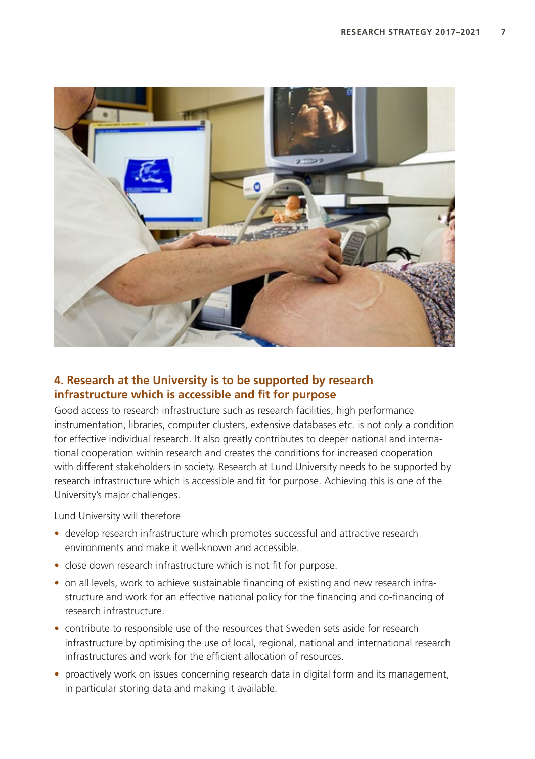## 4. Research at the University is to be supported by research infrastructure which is accessible and fit for purpose

Good access to research infrastructure such as research facilities, high performance instrumentation, libraries, computer clusters, extensive databases etc. is not only a condition for effective individual research. It also greatly contributes to deeper national and international cooperation within research and creates the conditions for increased cooperation with different stakeholders in society. Research at Lund University needs to be supported by research infrastructure which is accessible and fit for purpose. Achieving this is one of the University's major challenges.

Lund University will therefore

- develop research infrastructure which promotes successful and attractive research environments and make it well-known and accessible.
- close down research infrastructure which is not fit for purpose.
- on all levels, work to achieve sustainable financing of existing and new research infrastructure and work for an effective national policy for the financing and co-financing of research infrastructure.
- contribute to responsible use of the resources that Sweden sets aside for research infrastructure by optimising the use of local, regional, national and international research infrastructures and work for the efficient allocation of resources.
- proactively work on issues concerning research data in digital form and its management, in particular storing data and making it available.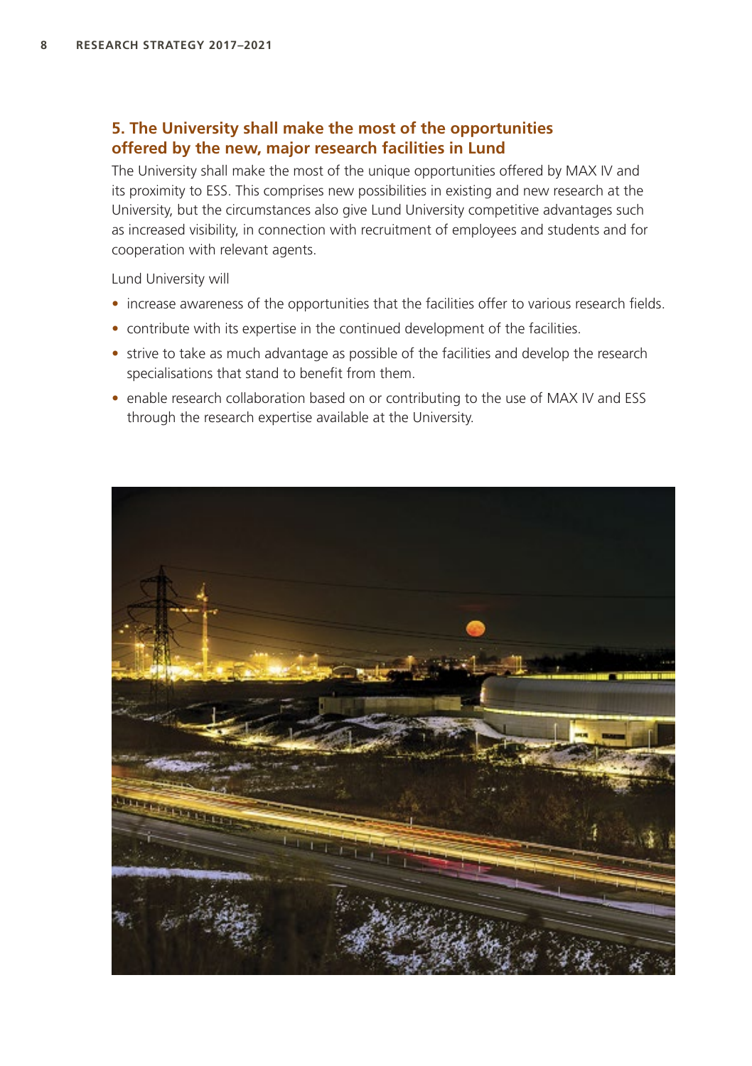## 5. The University shall make the most of the opportunities offered by the new, major research facilities in Lund

The University shall make the most of the unique opportunities offered by MAX IV and its proximity to ESS. This comprises new possibilities in existing and new research at the University, but the circumstances also give Lund University competitive advantages such as increased visibility, in connection with recruitment of employees and students and for cooperation with relevant agents.

Lund University will

- increase awareness of the opportunities that the facilities offer to various research fields.
- contribute with its expertise in the continued development of the facilities.
- strive to take as much advantage as possible of the facilities and develop the research specialisations that stand to benefit from them.
- enable research collaboration based on or contributing to the use of MAX IV and ESS through the research expertise available at the University.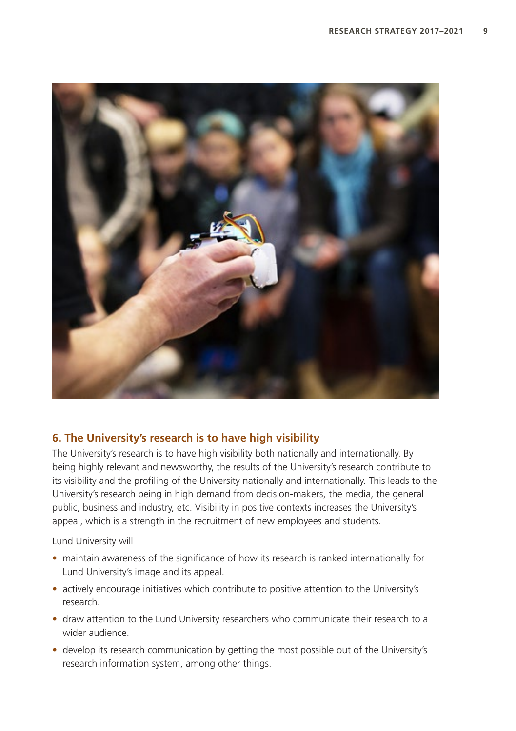## 6. The University's research is to have high visibility

The University's research is to have high visibility both nationally and internationally. By being highly relevant and newsworthy, the results of the University's research contribute to its visibility and the profiling of the University nationally and internationally. This leads to the University's research being in high demand from decision-makers, the media, the general public, business and industry, etc. Visibility in positive contexts increases the University's appeal, which is a strength in the recruitment of new employees and students.

Lund University will

- maintain awareness of the significance of how its research is ranked internationally for Lund University's image and its appeal.
- actively encourage initiatives which contribute to positive attention to the University's research.
- draw attention to the Lund University researchers who communicate their research to a wider audience.
- develop its research communication by getting the most possible out of the University's research information system, among other things.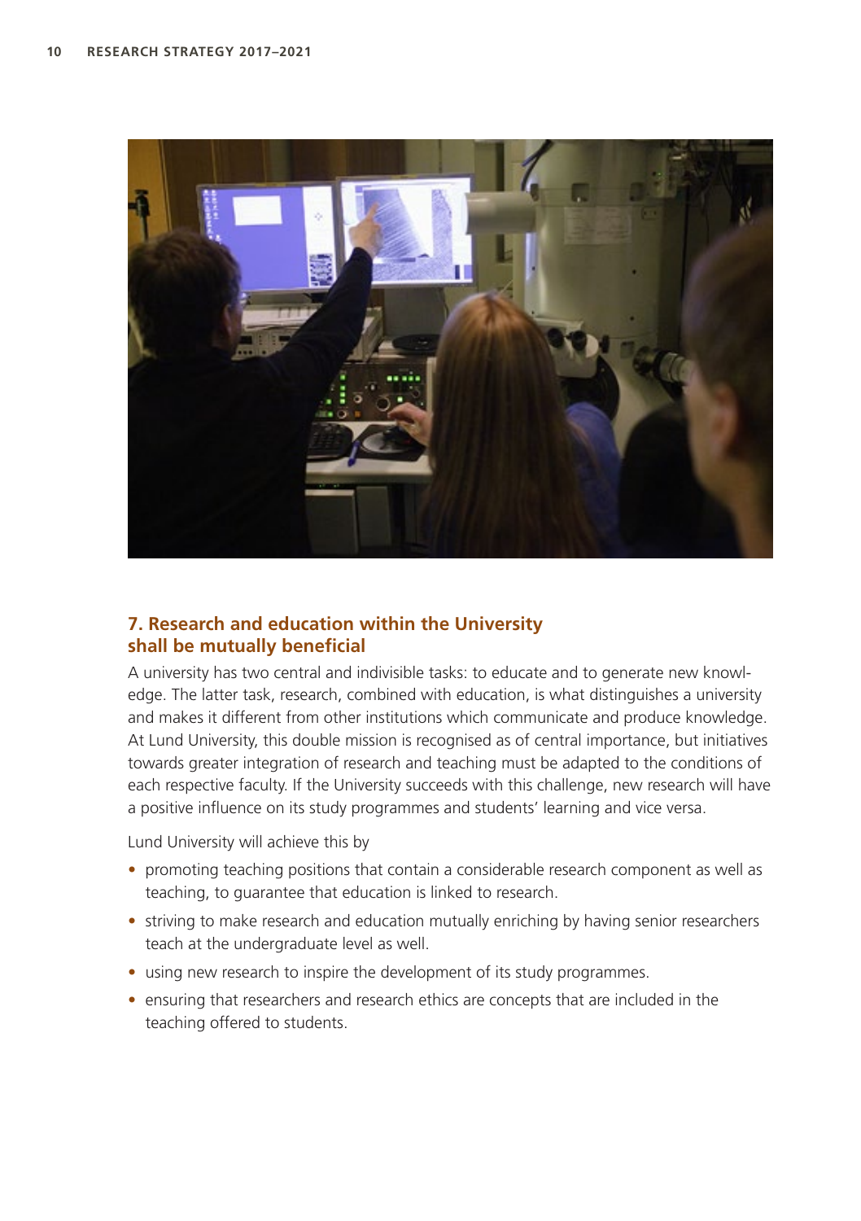## 7. Research and education within the University shall be mutually beneficial

A university has two central and indivisible tasks: to educate and to generate new knowledge. The latter task, research, combined with education, is what distinguishes a university and makes it different from other institutions which communicate and produce knowledge. At Lund University, this double mission is recognised as of central importance, but initiatives towards greater integration of research and teaching must be adapted to the conditions of each respective faculty. If the University succeeds with this challenge, new research will have a positive influence on its study programmes and students' learning and vice versa.

Lund University will achieve this by

- promoting teaching positions that contain a considerable research component as well as teaching, to guarantee that education is linked to research.
- striving to make research and education mutually enriching by having senior researchers teach at the undergraduate level as well.
- using new research to inspire the development of its study programmes.
- ensuring that researchers and research ethics are concepts that are included in the teaching offered to students.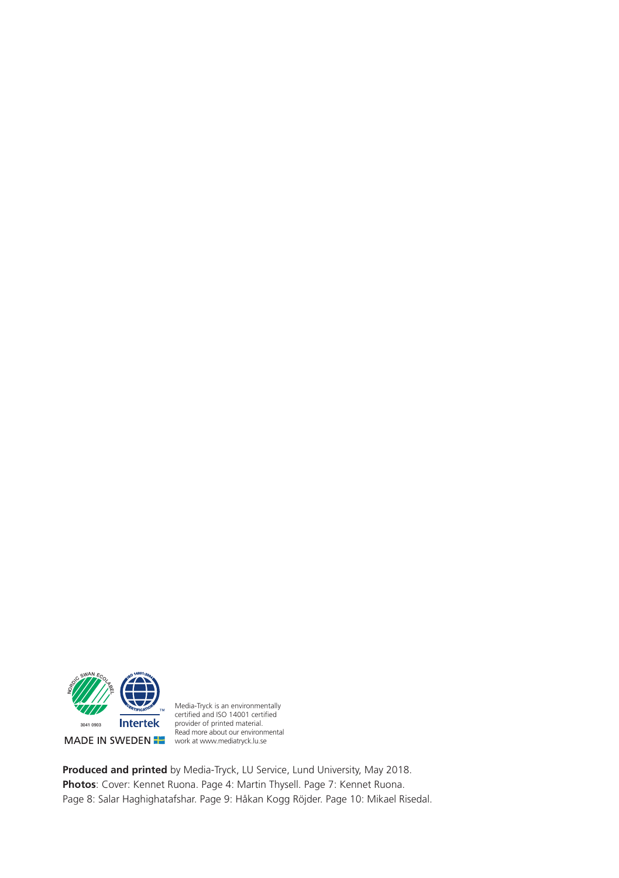NORDIC SWAN ECOLABEL

3041 0903

ISO 14001:2004 CERTIFICATION

Intertek

MADE IN SWEDEN

Media-Tryck is an environmentally certified and ISO 14001 certified provider of printed material. Read more about our environmental work at www.mediatryck.lu.se

**Produced and printed** by Media-Tryck, LU Service, Lund University, May 2018.
**Photos**: Cover: Kennet Ruona. Page 4: Martin Thysell. Page 7: Kennet Ruona.
Page 8: Salar Haghighatafshar. Page 9: Håkan Kogg Röjder. Page 10: Mikael Risedal.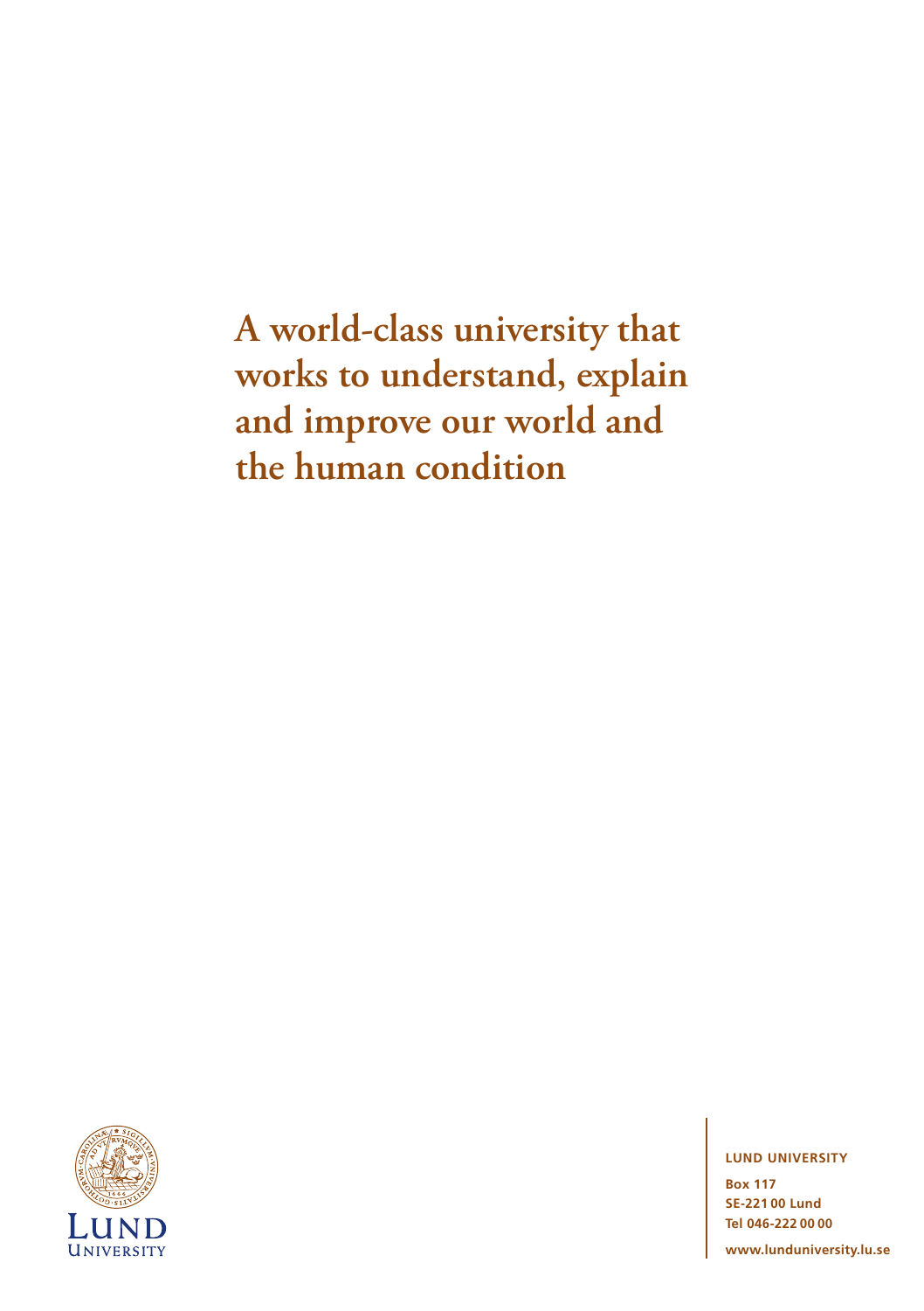# A world-class university that works to understand, explain and improve our world and the human condition

LUND UNIVERSITY

Box 117
SE-221 00 Lund
Tel 046-222 00 00

www.lunduniversity.lu.se